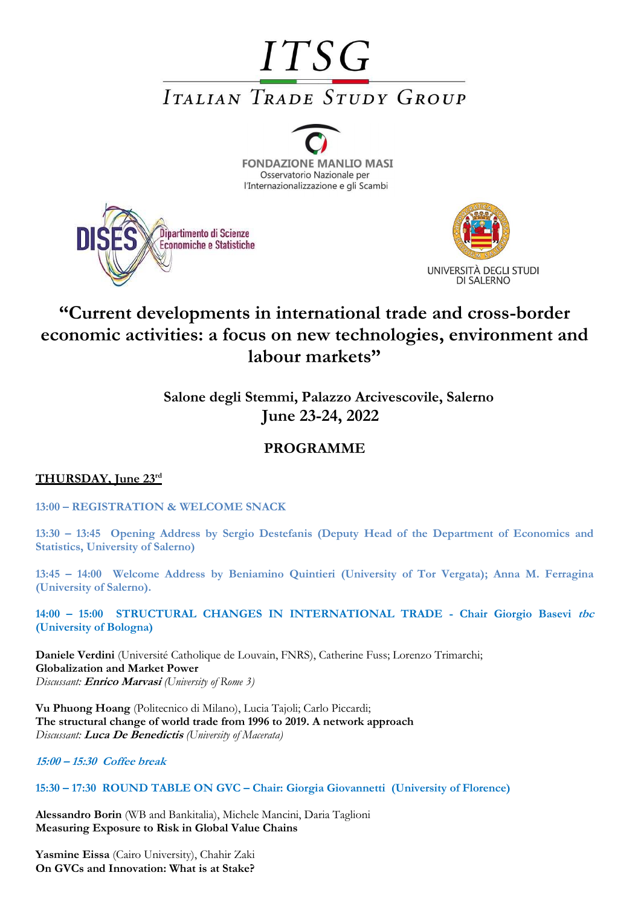# ITSG

## Italian Trade Study Group

FONDAZIONE MANLIO MASI
Osservatorio Nazionale per
l'Internazionalizzazione e gli Scambi

DISES Dipartimento di Scienze Economiche e Statistiche

UNIVERSITÀ DEGLI STUDI DI SALERNO

# "Current developments in international trade and cross-border economic activities: a focus on new technologies, environment and labour markets"

**Salone degli Stemmi, Palazzo Arcivescovile, Salerno**
**June 23-24, 2022**

## PROGRAMME

### THURSDAY, June 23rd

**13:00 – REGISTRATION & WELCOME SNACK**

**13:30 – 13:45 Opening Address by Sergio Destefanis (Deputy Head of the Department of Economics and Statistics, University of Salerno)**

**13:45 – 14:00 Welcome Address by Beniamino Quintieri (University of Tor Vergata); Anna M. Ferragina (University of Salerno).**

**14:00 – 15:00 STRUCTURAL CHANGES IN INTERNATIONAL TRADE - Chair Giorgio Basevi *tbc* (University of Bologna)**

**Daniele Verdini** (Université Catholique de Louvain, FNRS), Catherine Fuss; Lorenzo Trimarchi;
**Globalization and Market Power**
*Discussant:* ***Enrico Marvasi*** *(University of Rome 3)*

**Vu Phuong Hoang** (Politecnico di Milano), Lucia Tajoli; Carlo Piccardi;
**The structural change of world trade from 1996 to 2019. A network approach**
*Discussant:* ***Luca De Benedictis*** *(University of Macerata)*

***15:00 – 15:30 Coffee break***

**15:30 – 17:30 ROUND TABLE ON GVC – Chair: Giorgia Giovannetti (University of Florence)**

**Alessandro Borin** (WB and Bankitalia), Michele Mancini, Daria Taglioni
**Measuring Exposure to Risk in Global Value Chains**

**Yasmine Eissa** (Cairo University), Chahir Zaki
**On GVCs and Innovation: What is at Stake?**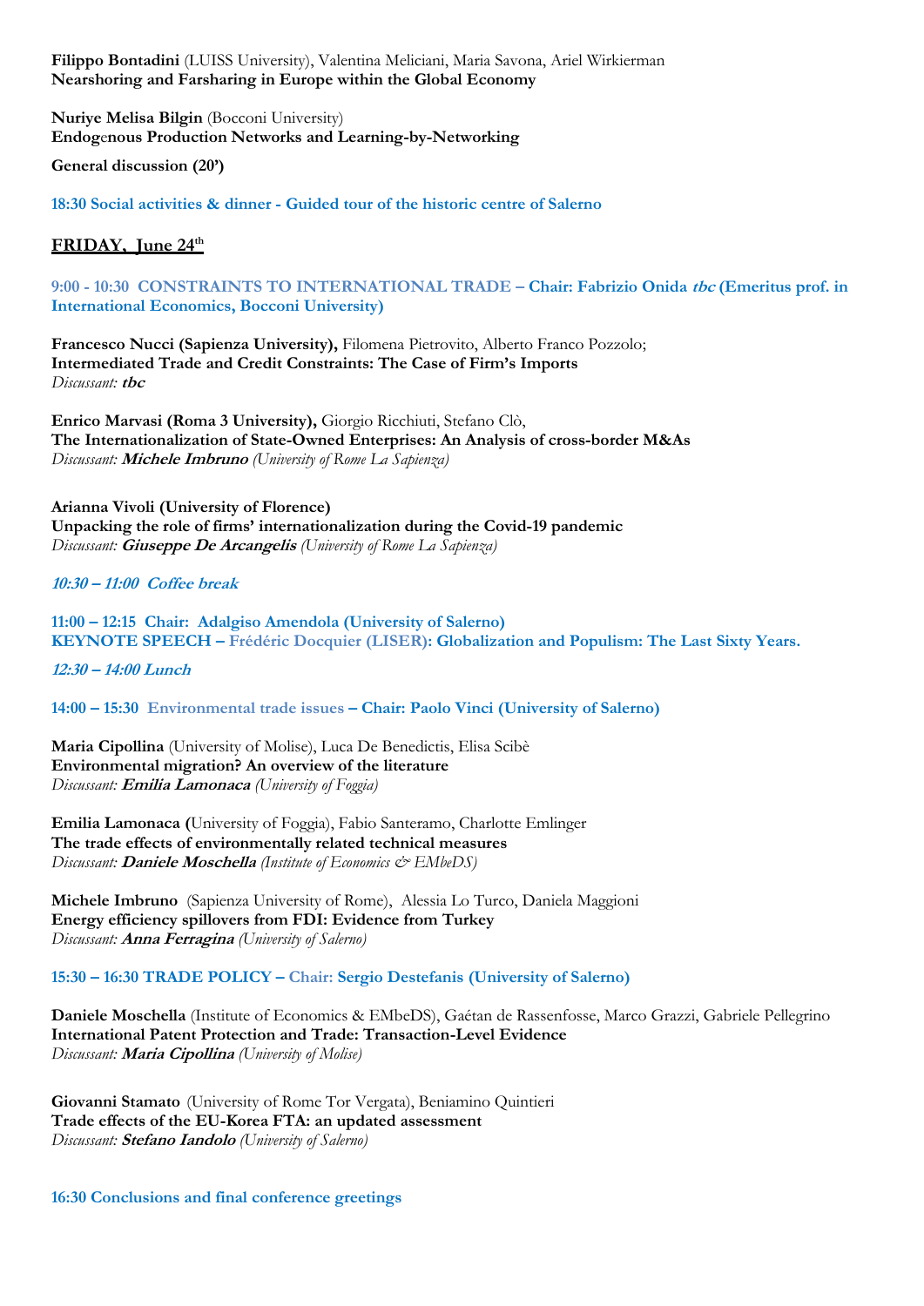**Filippo Bontadini** (LUISS University), Valentina Meliciani, Maria Savona, Ariel Wirkierman
**Nearshoring and Farsharing in Europe within the Global Economy**

**Nuriye Melisa Bilgin** (Bocconi University)
**Endogenous Production Networks and Learning-by-Networking**

**General discussion (20')**

**18:30 Social activities & dinner - Guided tour of the historic centre of Salerno**

## FRIDAY, June 24th

**9:00 - 10:30 CONSTRAINTS TO INTERNATIONAL TRADE – Chair: Fabrizio Onida *tbc* (Emeritus prof. in International Economics, Bocconi University)**

**Francesco Nucci (Sapienza University),** Filomena Pietrovito, Alberto Franco Pozzolo;
**Intermediated Trade and Credit Constraints: The Case of Firm's Imports**
*Discussant:* ***tbc***

**Enrico Marvasi (Roma 3 University),** Giorgio Ricchiuti, Stefano Clò,
**The Internationalization of State-Owned Enterprises: An Analysis of cross-border M&As**
*Discussant:* ***Michele Imbruno*** *(University of Rome La Sapienza)*

**Arianna Vivoli (University of Florence)**
**Unpacking the role of firms' internationalization during the Covid-19 pandemic**
*Discussant:* ***Giuseppe De Arcangelis*** *(University of Rome La Sapienza)*

***10:30 – 11:00 Coffee break***

**11:00 – 12:15 Chair: Adalgiso Amendola (University of Salerno)**
**KEYNOTE SPEECH – Frédéric Docquier (LISER): Globalization and Populism: The Last Sixty Years.**

***12:30 – 14:00 Lunch***

**14:00 – 15:30 Environmental trade issues – Chair: Paolo Vinci (University of Salerno)**

**Maria Cipollina** (University of Molise), Luca De Benedictis, Elisa Scibè
**Environmental migration? An overview of the literature**
*Discussant:* ***Emilia Lamonaca*** *(University of Foggia)*

**Emilia Lamonaca (**University of Foggia), Fabio Santeramo, Charlotte Emlinger
**The trade effects of environmentally related technical measures**
*Discussant:* ***Daniele Moschella*** *(Institute of Economics & EMbeDS)*

**Michele Imbruno** (Sapienza University of Rome), Alessia Lo Turco, Daniela Maggioni
**Energy efficiency spillovers from FDI: Evidence from Turkey**
*Discussant:* ***Anna Ferragina*** *(University of Salerno)*

**15:30 – 16:30 TRADE POLICY – Chair: Sergio Destefanis (University of Salerno)**

**Daniele Moschella** (Institute of Economics & EMbeDS), Gaétan de Rassenfosse, Marco Grazzi, Gabriele Pellegrino
**International Patent Protection and Trade: Transaction-Level Evidence**
*Discussant:* ***Maria Cipollina*** *(University of Molise)*

**Giovanni Stamato** (University of Rome Tor Vergata), Beniamino Quintieri
**Trade effects of the EU-Korea FTA: an updated assessment**
*Discussant:* ***Stefano Iandolo*** *(University of Salerno)*

**16:30 Conclusions and final conference greetings**